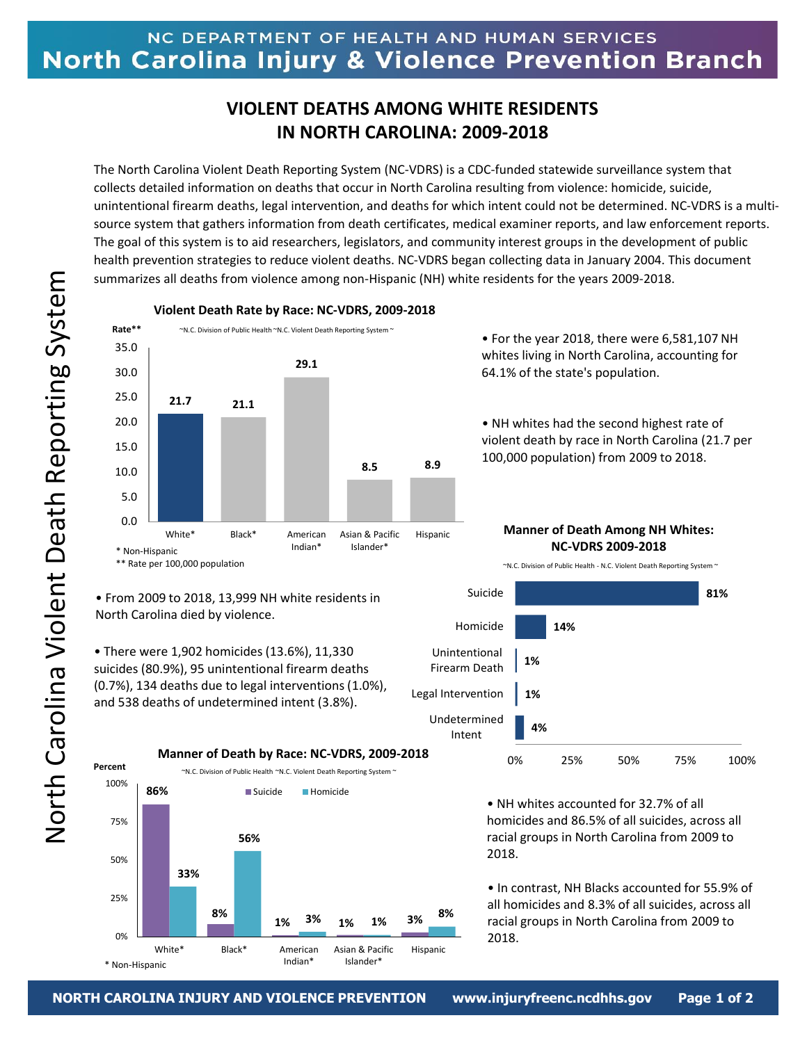NC DEPARTMENT OF HEALTH AND HUMAN SERVICES
**North Carolina Injury & Violence Prevention Branch**

# VIOLENT DEATHS AMONG WHITE RESIDENTS IN NORTH CAROLINA: 2009-2018

The North Carolina Violent Death Reporting System (NC-VDRS) is a CDC-funded statewide surveillance system that collects detailed information on deaths that occur in North Carolina resulting from violence: homicide, suicide, unintentional firearm deaths, legal intervention, and deaths for which intent could not be determined. NC-VDRS is a multi-source system that gathers information from death certificates, medical examiner reports, and law enforcement reports. The goal of this system is to aid researchers, legislators, and community interest groups in the development of public health prevention strategies to reduce violent deaths. NC-VDRS began collecting data in January 2004. This document summarizes all deaths from violence among non-Hispanic (NH) white residents for the years 2009-2018.

**Violent Death Rate by Race: NC-VDRS, 2009-2018**

~N.C. Division of Public Health ~N.C. Violent Death Reporting System ~

| Race | Rate** |
|---|---|
| White* | 21.7 |
| Black* | 21.1 |
| American Indian* | 29.1 |
| Asian & Pacific Islander* | 8.5 |
| Hispanic | 8.9 |

\* Non-Hispanic
** Rate per 100,000 population

- For the year 2018, there were 6,581,107 NH whites living in North Carolina, accounting for 64.1% of the state's population.
- NH whites had the second highest rate of violent death by race in North Carolina (21.7 per 100,000 population) from 2009 to 2018.
- From 2009 to 2018, 13,999 NH white residents in North Carolina died by violence.
- There were 1,902 homicides (13.6%), 11,330 suicides (80.9%), 95 unintentional firearm deaths (0.7%), 134 deaths due to legal interventions (1.0%), and 538 deaths of undetermined intent (3.8%).

**Manner of Death Among NH Whites: NC-VDRS 2009-2018**

~N.C. Division of Public Health - N.C. Violent Death Reporting System ~

| Manner of Death | Percent |
|---|---|
| Suicide | 81% |
| Homicide | 14% |
| Unintentional Firearm Death | 1% |
| Legal Intervention | 1% |
| Undetermined Intent | 4% |

**Manner of Death by Race: NC-VDRS, 2009-2018**

~N.C. Division of Public Health ~N.C. Violent Death Reporting System ~

| Race | Suicide | Homicide |
|---|---|---|
| White* | 86% | 33% |
| Black* | 8% | 56% |
| American Indian* | 1% | 3% |
| Asian & Pacific Islander* | 1% | 1% |
| Hispanic | 3% | 8% |

\* Non-Hispanic

- NH whites accounted for 32.7% of all homicides and 86.5% of all suicides, across all racial groups in North Carolina from 2009 to 2018.
- In contrast, NH Blacks accounted for 55.9% of all homicides and 8.3% of all suicides, across all racial groups in North Carolina from 2009 to 2018.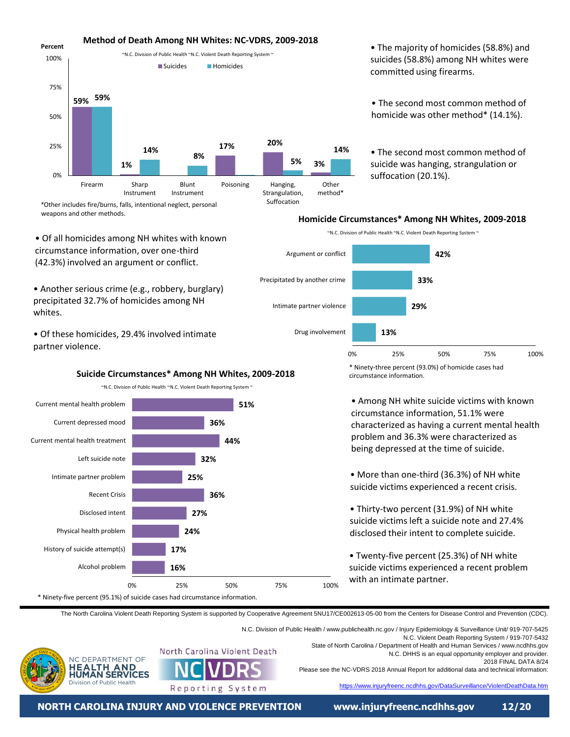## Method of Death Among NH Whites: NC-VDRS, 2009-2018

~N.C. Division of Public Health ~N.C. Violent Death Reporting System ~

Percent

Suicides
Homicides

100%
75%
50%
25%
0%

Firearm: 59% 59%
Sharp Instrument: 1% 14%
Blunt Instrument: 8%
Poisoning: 17%
Hanging, Strangulation, Suffocation: 20% 5%
Other method*: 3% 14%

*Other includes fire/burns, falls, intentional neglect, personal weapons and other methods.

- The majority of homicides (58.8%) and suicides (58.8%) among NH whites were committed using firearms.
- The second most common method of homicide was other method* (14.1%).
- The second most common method of suicide was hanging, strangulation or suffocation (20.1%).

## Homicide Circumstances* Among NH Whites, 2009-2018

~N.C. Division of Public Health ~N.C. Violent Death Reporting System ~

Argument or conflict: 42%
Precipitated by another crime: 33%
Intimate partner violence: 29%
Drug involvement: 13%

0% 25% 50% 75% 100%

* Ninety-three percent (93.0%) of homicide cases had circumstance information.

- Of all homicides among NH whites with known circumstance information, over one-third (42.3%) involved an argument or conflict.
- Another serious crime (e.g., robbery, burglary) precipitated 32.7% of homicides among NH whites.
- Of these homicides, 29.4% involved intimate partner violence.

## Suicide Circumstances* Among NH Whites, 2009-2018

~N.C. Division of Public Health ~N.C. Violent Death Reporting System ~

Current mental health problem: 51%
Current depressed mood: 36%
Current mental health treatment: 44%
Left suicide note: 32%
Intimate partner problem: 25%
Recent Crisis: 36%
Disclosed intent: 27%
Physical health problem: 24%
History of suicide attempt(s): 17%
Alcohol problem: 16%

0% 25% 50% 75% 100%

* Ninety-five percent (95.1%) of suicide cases had circumstance information.

- Among NH white suicide victims with known circumstance information, 51.1% were characterized as having a current mental health problem and 36.3% were characterized as being depressed at the time of suicide.
- More than one-third (36.3%) of NH white suicide victims experienced a recent crisis.
- Thirty-two percent (31.9%) of NH white suicide victims left a suicide note and 27.4% disclosed their intent to complete suicide.
- Twenty-five percent (25.3%) of NH white suicide victims experienced a recent problem with an intimate partner.

The North Carolina Violent Death Reporting System is supported by Cooperative Agreement 5NU17/CE002613-05-00 from the Centers for Disease Control and Prevention (CDC).

N.C. Division of Public Health / www.publichealth.nc.gov / Injury Epidemiology & Surveillance Unit/ 919-707-5425
N.C. Violent Death Reporting System / 919-707-5432
State of North Carolina / Department of Health and Human Services / www.ncdhhs.gov
N.C. DHHS is an equal opportunity employer and provider.
2018 FINAL DATA 8/24
Please see the NC-VDRS 2018 Annual Report for additional data and technical information:
https://www.injuryfreenc.ncdhhs.gov/DataSurveillance/ViolentDeathData.htm

NC DEPARTMENT OF HEALTH AND HUMAN SERVICES Division of Public Health

North Carolina Violent Death NC VDRS Reporting System

NORTH CAROLINA INJURY AND VIOLENCE PREVENTION www.injuryfreenc.ncdhhs.gov